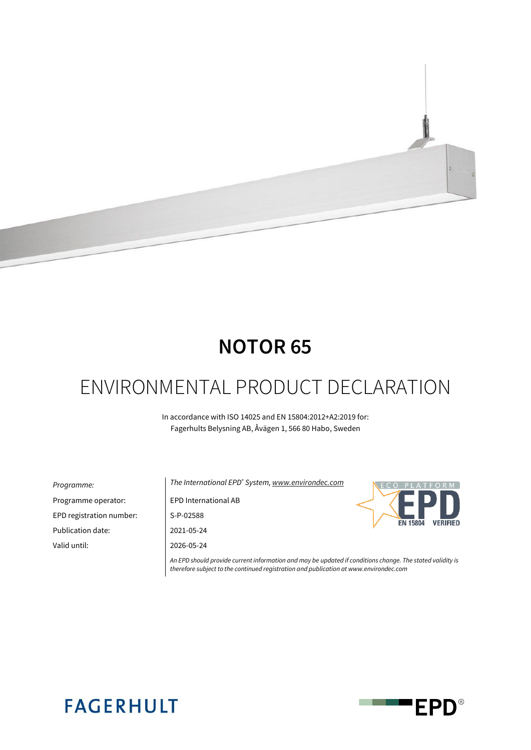# NOTOR 65

## ENVIRONMENTAL PRODUCT DECLARATION

In accordance with ISO 14025 and EN 15804:2012+A2:2019 for:
Fagerhults Belysning AB, Åvägen 1, 566 80 Habo, Sweden

| | |
|---|---|
| *Programme:* | *The International EPD® System, www.environdec.com* |
| Programme operator: | EPD International AB |
| EPD registration number: | S-P-02588 |
| Publication date: | 2021-05-24 |
| Valid until: | 2026-05-24 |

*An EPD should provide current information and may be updated if conditions change. The stated validity is therefore subject to the continued registration and publication at www.environdec.com*

ECO PLATFORM EPD EN 15804 VERIFIED

FAGERHULT

EPD®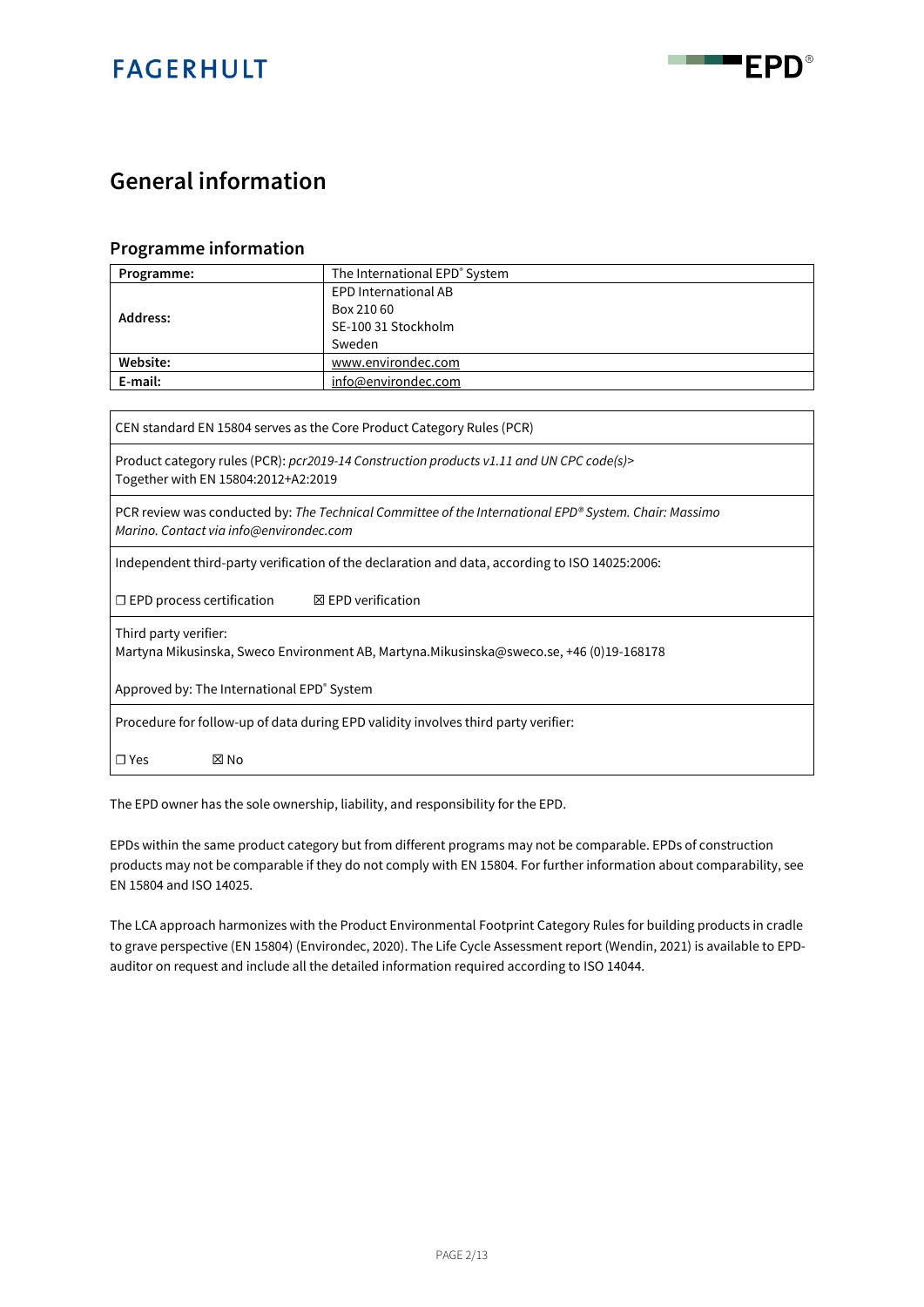# General information

## Programme information

| **Programme:** | The International EPD® System |
|---|---|
| **Address:** | EPD International AB<br>Box 210 60<br>SE-100 31 Stockholm<br>Sweden |
| **Website:** | www.environdec.com |
| **E-mail:** | info@environdec.com |

| CEN standard EN 15804 serves as the Core Product Category Rules (PCR) |
|---|
| Product category rules (PCR): *pcr2019-14 Construction products v1.11 and UN CPC code(s)>*<br>Together with EN 15804:2012+A2:2019 |
| PCR review was conducted by: *The Technical Committee of the International EPD® System. Chair: Massimo Marino. Contact via info@environdec.com* |
| Independent third-party verification of the declaration and data, according to ISO 14025:2006:<br><br>☐ EPD process certification ☒ EPD verification |
| Third party verifier:<br>Martyna Mikusinska, Sweco Environment AB, Martyna.Mikusinska@sweco.se, +46 (0)19-168178<br><br>Approved by: The International EPD® System |
| Procedure for follow-up of data during EPD validity involves third party verifier:<br><br>☐ Yes ☒ No |

The EPD owner has the sole ownership, liability, and responsibility for the EPD.

EPDs within the same product category but from different programs may not be comparable. EPDs of construction products may not be comparable if they do not comply with EN 15804. For further information about comparability, see EN 15804 and ISO 14025.

The LCA approach harmonizes with the Product Environmental Footprint Category Rules for building products in cradle to grave perspective (EN 15804) (Environdec, 2020). The Life Cycle Assessment report (Wendin, 2021) is available to EPD-auditor on request and include all the detailed information required according to ISO 14044.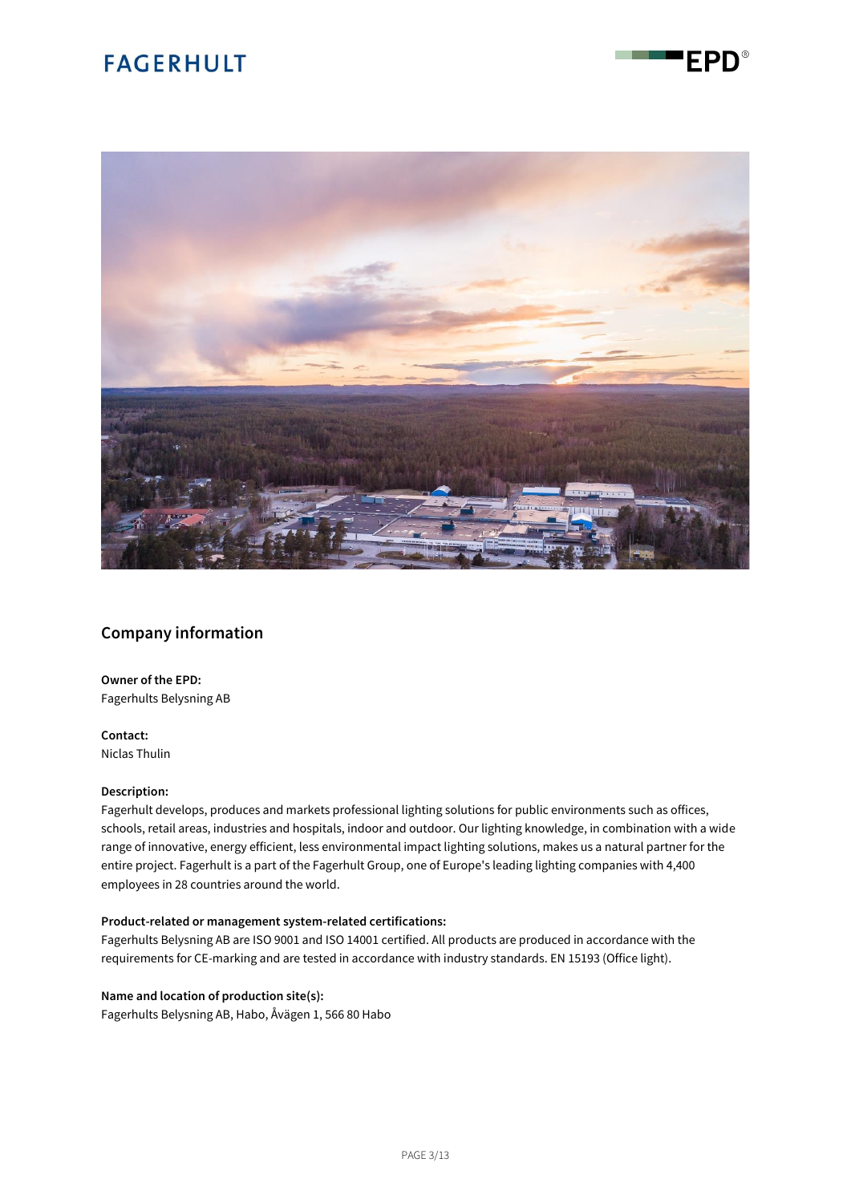## Company information

**Owner of the EPD:**
Fagerhults Belysning AB

**Contact:**
Niclas Thulin

**Description:**
Fagerhult develops, produces and markets professional lighting solutions for public environments such as offices, schools, retail areas, industries and hospitals, indoor and outdoor. Our lighting knowledge, in combination with a wide range of innovative, energy efficient, less environmental impact lighting solutions, makes us a natural partner for the entire project. Fagerhult is a part of the Fagerhult Group, one of Europe's leading lighting companies with 4,400 employees in 28 countries around the world.

**Product-related or management system-related certifications:**
Fagerhults Belysning AB are ISO 9001 and ISO 14001 certified. All products are produced in accordance with the requirements for CE-marking and are tested in accordance with industry standards. EN 15193 (Office light).

**Name and location of production site(s):**
Fagerhults Belysning AB, Habo, Åvägen 1, 566 80 Habo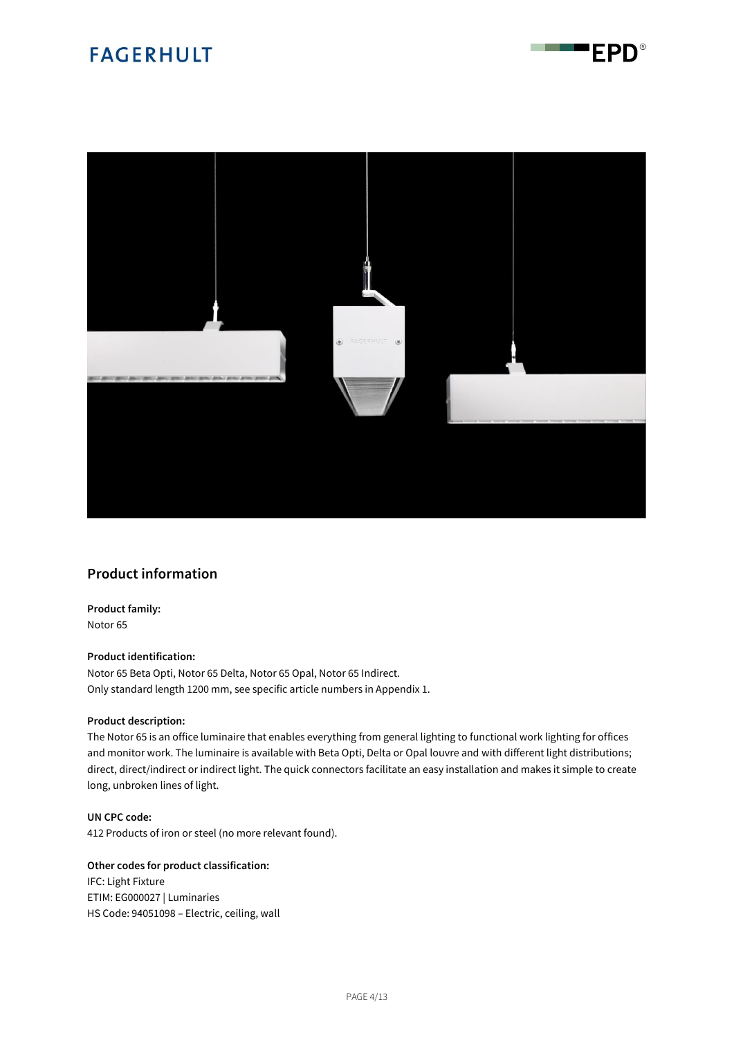## Product information

**Product family:**
Notor 65

**Product identification:**
Notor 65 Beta Opti, Notor 65 Delta, Notor 65 Opal, Notor 65 Indirect.
Only standard length 1200 mm, see specific article numbers in Appendix 1.

**Product description:**
The Notor 65 is an office luminaire that enables everything from general lighting to functional work lighting for offices and monitor work. The luminaire is available with Beta Opti, Delta or Opal louvre and with different light distributions; direct, direct/indirect or indirect light. The quick connectors facilitate an easy installation and makes it simple to create long, unbroken lines of light.

**UN CPC code:**
412 Products of iron or steel (no more relevant found).

**Other codes for product classification:**
IFC: Light Fixture
ETIM: EG000027 | Luminaries
HS Code: 94051098 – Electric, ceiling, wall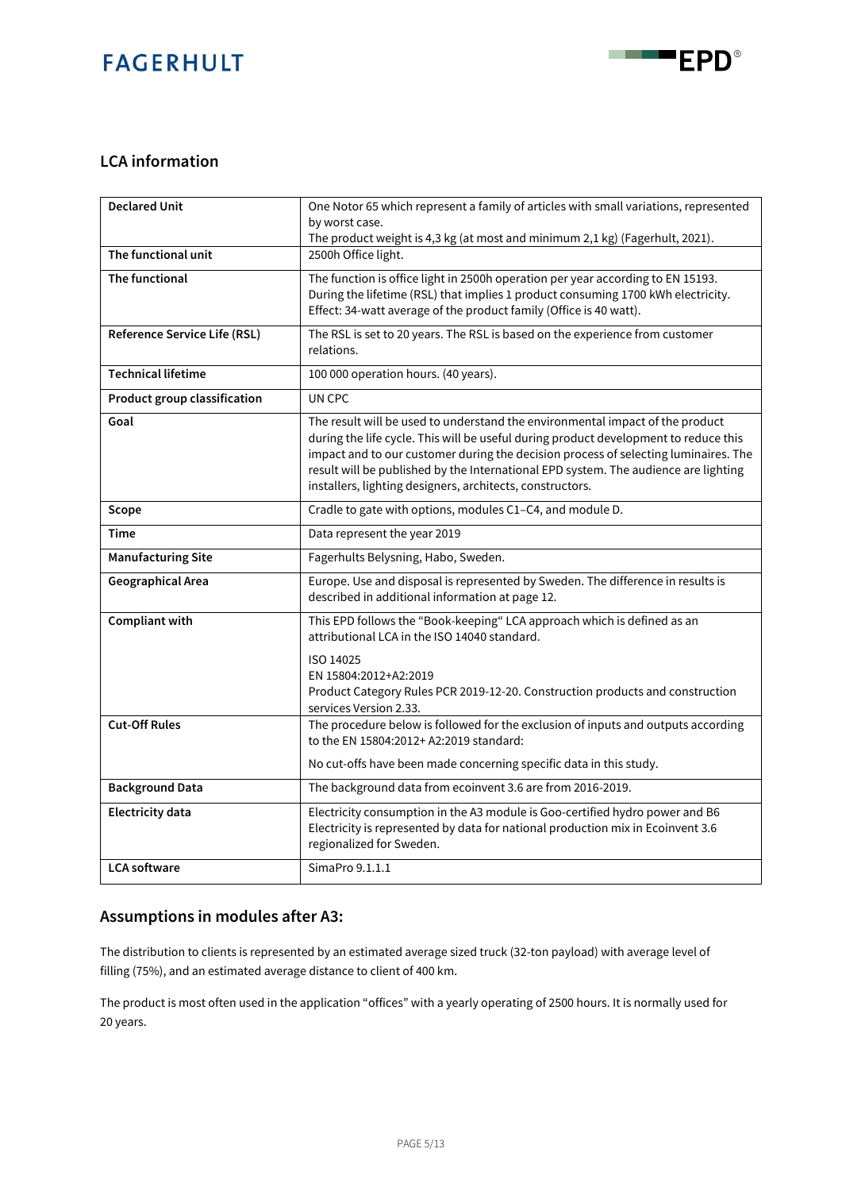## LCA information

| Declared Unit | One Notor 65 which represent a family of articles with small variations, represented by worst case.<br>The product weight is 4,3 kg (at most and minimum 2,1 kg) (Fagerhult, 2021). |
|---|---|
| The functional unit | 2500h Office light. |
| The functional | The function is office light in 2500h operation per year according to EN 15193. During the lifetime (RSL) that implies 1 product consuming 1700 kWh electricity. Effect: 34-watt average of the product family (Office is 40 watt). |
| Reference Service Life (RSL) | The RSL is set to 20 years. The RSL is based on the experience from customer relations. |
| Technical lifetime | 100 000 operation hours. (40 years). |
| Product group classification | UN CPC |
| Goal | The result will be used to understand the environmental impact of the product during the life cycle. This will be useful during product development to reduce this impact and to our customer during the decision process of selecting luminaires. The result will be published by the International EPD system. The audience are lighting installers, lighting designers, architects, constructors. |
| Scope | Cradle to gate with options, modules C1–C4, and module D. |
| Time | Data represent the year 2019 |
| Manufacturing Site | Fagerhults Belysning, Habo, Sweden. |
| Geographical Area | Europe. Use and disposal is represented by Sweden. The difference in results is described in additional information at page 12. |
| Compliant with | This EPD follows the "Book-keeping" LCA approach which is defined as an attributional LCA in the ISO 14040 standard.<br><br>ISO 14025<br>EN 15804:2012+A2:2019<br>Product Category Rules PCR 2019-12-20. Construction products and construction services Version 2.33. |
| Cut-Off Rules | The procedure below is followed for the exclusion of inputs and outputs according to the EN 15804:2012+ A2:2019 standard:<br><br>No cut-offs have been made concerning specific data in this study. |
| Background Data | The background data from ecoinvent 3.6 are from 2016-2019. |
| Electricity data | Electricity consumption in the A3 module is Goo-certified hydro power and B6 Electricity is represented by data for national production mix in Ecoinvent 3.6 regionalized for Sweden. |
| LCA software | SimaPro 9.1.1.1 |

## Assumptions in modules after A3:

The distribution to clients is represented by an estimated average sized truck (32-ton payload) with average level of filling (75%), and an estimated average distance to client of 400 km.

The product is most often used in the application "offices" with a yearly operating of 2500 hours. It is normally used for 20 years.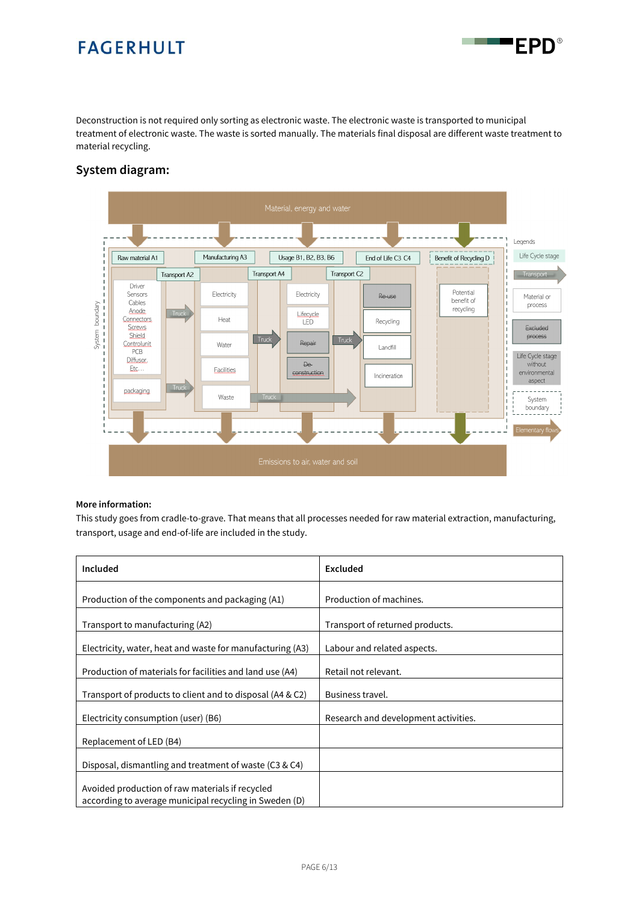Deconstruction is not required only sorting as electronic waste. The electronic waste is transported to municipal treatment of electronic waste. The waste is sorted manually. The materials final disposal are different waste treatment to material recycling.

## System diagram:

Material, energy and water

Raw material A1 | Transport A2 | Manufacturing A3 | Transport A4 | Usage B1, B2, B3, B6 | Transport C2 | End of Life C3 C4 | Benefit of Recycling D

Driver, Sensors, Cables, Anode, Connectors, Screws, Shield, Controlunit, PCB, Diffusor, Etc…

packaging

Truck

Electricity, Heat, Water, Facilities, Waste

Electricity, Lifecycle LED, Repair, De-construction

Re-use, Recycling, Landfill, Incineration

Potential benefit of recycling

System boundary

Emissions to air, water and soil

Legends: Life Cycle stage; Transport; Material or process; Excluded process; Life Cycle stage without environmental aspect; System boundary; Elementary flows

**More information:**

This study goes from cradle-to-grave. That means that all processes needed for raw material extraction, manufacturing, transport, usage and end-of-life are included in the study.

| Included | Excluded |
|---|---|
| Production of the components and packaging (A1) | Production of machines. |
| Transport to manufacturing (A2) | Transport of returned products. |
| Electricity, water, heat and waste for manufacturing (A3) | Labour and related aspects. |
| Production of materials for facilities and land use (A4) | Retail not relevant. |
| Transport of products to client and to disposal (A4 & C2) | Business travel. |
| Electricity consumption (user) (B6) | Research and development activities. |
| Replacement of LED (B4) | |
| Disposal, dismantling and treatment of waste (C3 & C4) | |
| Avoided production of raw materials if recycled according to average municipal recycling in Sweden (D) | |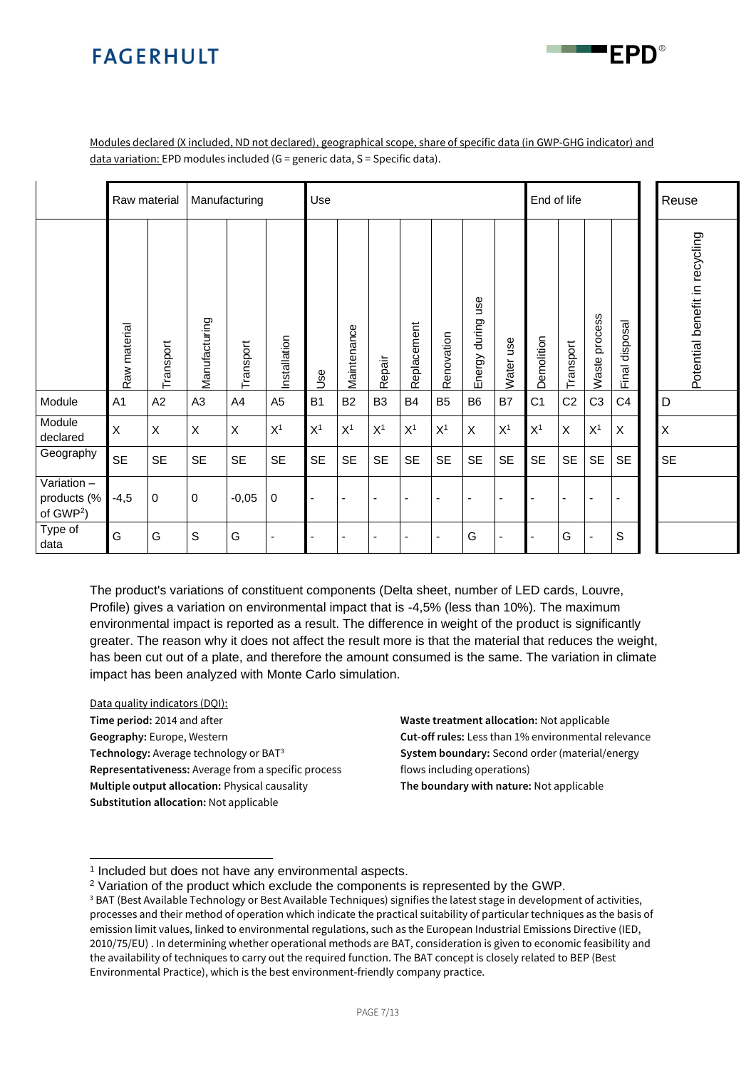Modules declared (X included, ND not declared), geographical scope, share of specific data (in GWP-GHG indicator) and data variation: EPD modules included (G = generic data, S = Specific data).

| | Raw material | | Manufacturing | | | Use | | | | | | | End of life | | | | Reuse |
|---|---|---|---|---|---|---|---|---|---|---|---|---|---|---|---|---|---|
| | Raw material | Transport | Manufacturing | Transport | Installation | Use | Maintenance | Repair | Replacement | Renovation | Energy during use | Water use | Demolition | Transport | Waste process | Final disposal | Potential benefit in recycling |
| Module | A1 | A2 | A3 | A4 | A5 | B1 | B2 | B3 | B4 | B5 | B6 | B7 | C1 | C2 | C3 | C4 | D |
| Module declared | X | X | X | X | X[1] | X[1] | X[1] | X[1] | X[1] | X[1] | X | X[1] | X[1] | X | X[1] | X | X |
| Geography | SE | SE | SE | SE | SE | SE | SE | SE | SE | SE | SE | SE | SE | SE | SE | SE | SE |
| Variation – products (% of GWP[2]) | -4,5 | 0 | 0 | -0,05 | 0 | - | - | - | - | - | - | - | - | - | - | - | |
| Type of data | G | G | S | G | - | - | - | - | - | - | G | - | - | G | - | S | |

The product's variations of constituent components (Delta sheet, number of LED cards, Louvre, Profile) gives a variation on environmental impact that is -4,5% (less than 10%). The maximum environmental impact is reported as a result. The difference in weight of the product is significantly greater. The reason why it does not affect the result more is that the material that reduces the weight, has been cut out of a plate, and therefore the amount consumed is the same. The variation in climate impact has been analyzed with Monte Carlo simulation.

Data quality indicators (DQI):

**Time period:** 2014 and after
**Geography:** Europe, Western
**Technology:** Average technology or BAT[3]
**Representativeness:** Average from a specific process
**Multiple output allocation:** Physical causality
**Substitution allocation:** Not applicable
**Waste treatment allocation:** Not applicable
**Cut-off rules:** Less than 1% environmental relevance
**System boundary:** Second order (material/energy flows including operations)
**The boundary with nature:** Not applicable

[1] Included but does not have any environmental aspects.

[2] Variation of the product which exclude the components is represented by the GWP.

[3] BAT (Best Available Technology or Best Available Techniques) signifies the latest stage in development of activities, processes and their method of operation which indicate the practical suitability of particular techniques as the basis of emission limit values, linked to environmental regulations, such as the European Industrial Emissions Directive (IED, 2010/75/EU) . In determining whether operational methods are BAT, consideration is given to economic feasibility and the availability of techniques to carry out the required function. The BAT concept is closely related to BEP (Best Environmental Practice), which is the best environment-friendly company practice.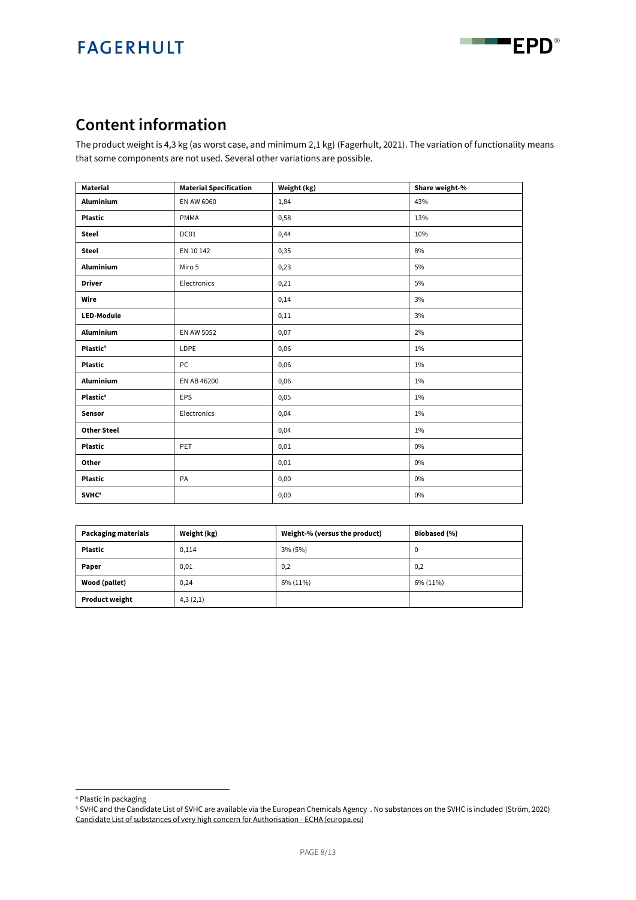## Content information

The product weight is 4,3 kg (as worst case, and minimum 2,1 kg) (Fagerhult, 2021). The variation of functionality means that some components are not used. Several other variations are possible.

| Material | Material Specification | Weight (kg) | Share weight-% |
|---|---|---|---|
| **Aluminium** | EN AW 6060 | 1,84 | 43% |
| **Plastic** | PMMA | 0,58 | 13% |
| **Steel** | DC01 | 0,44 | 10% |
| **Steel** | EN 10 142 | 0,35 | 8% |
| **Aluminium** | Miro 5 | 0,23 | 5% |
| **Driver** | Electronics | 0,21 | 5% |
| **Wire** | | 0,14 | 3% |
| **LED-Module** | | 0,11 | 3% |
| **Aluminium** | EN AW 5052 | 0,07 | 2% |
| **Plastic**[4] | LDPE | 0,06 | 1% |
| **Plastic** | PC | 0,06 | 1% |
| **Aluminium** | EN AB 46200 | 0,06 | 1% |
| **Plastic**[4] | EPS | 0,05 | 1% |
| **Sensor** | Electronics | 0,04 | 1% |
| **Other Steel** | | 0,04 | 1% |
| **Plastic** | PET | 0,01 | 0% |
| **Other** | | 0,01 | 0% |
| **Plastic** | PA | 0,00 | 0% |
| **SVHC**[5] | | 0,00 | 0% |

| Packaging materials | Weight (kg) | Weight-% (versus the product) | Biobased (%) |
|---|---|---|---|
| **Plastic** | 0,114 | 3% (5%) | 0 |
| **Paper** | 0,01 | 0,2 | 0,2 |
| **Wood (pallet)** | 0,24 | 6% (11%) | 6% (11%) |
| **Product weight** | 4,3 (2,1) | | |

[4] Plastic in packaging

[5] SVHC and the Candidate List of SVHC are available via the European Chemicals Agency . No substances on the SVHC is included (Ström, 2020) Candidate List of substances of very high concern for Authorisation - ECHA (europa.eu)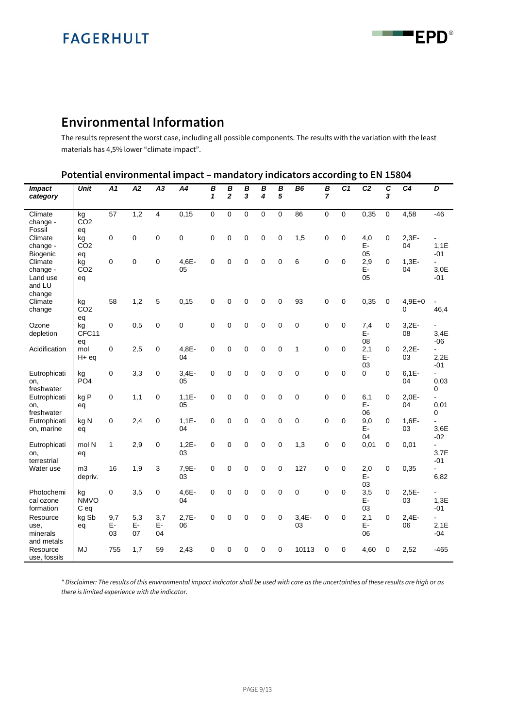## Environmental Information

The results represent the worst case, including all possible components. The results with the variation with the least materials has 4,5% lower "climate impact".

### Potential environmental impact – mandatory indicators according to EN 15804

| Impact category | Unit | A1 | A2 | A3 | A4 | B1 | B2 | B3 | B4 | B5 | B6 | B7 | C1 | C2 | C3 | C4 | D |
|---|---|---|---|---|---|---|---|---|---|---|---|---|---|---|---|---|---|
| Climate change - Fossil | kg $CO_2$ eq | 57 | 1,2 | 4 | 0,15 | 0 | 0 | 0 | 0 | 0 | 86 | 0 | 0 | 0,35 | 0 | 4,58 | -46 |
| Climate change - Biogenic | kg $CO_2$ eq | 0 | 0 | 0 | 0 | 0 | 0 | 0 | 0 | 0 | 1,5 | 0 | 0 | 4,0E-05 | 0 | 2,3E-04 | -1,1E-01 |
| Climate change - Land use and LU change | kg $CO_2$ eq | 0 | 0 | 0 | 4,6E-05 | 0 | 0 | 0 | 0 | 0 | 6 | 0 | 0 | 2,9E-05 | 0 | 1,3E-04 | -3,0E-01 |
| Climate change | kg $CO_2$ eq | 58 | 1,2 | 5 | 0,15 | 0 | 0 | 0 | 0 | 0 | 93 | 0 | 0 | 0,35 | 0 | 4,9E+00 | -46,4 |
| Ozone depletion | kg CFC11 eq | 0 | 0,5 | 0 | 0 | 0 | 0 | 0 | 0 | 0 | 0 | 0 | 0 | 7,4E-08 | 0 | 3,2E-08 | -3,4E-06 |
| Acidification | mol H+ eq | 0 | 2,5 | 0 | 4,8E-04 | 0 | 0 | 0 | 0 | 0 | 1 | 0 | 0 | 2,1E-03 | 0 | 2,2E-03 | -2,2E-01 |
| Eutrophication, freshwater | kg $PO_4$ | 0 | 3,3 | 0 | 3,4E-05 | 0 | 0 | 0 | 0 | 0 | 0 | 0 | 0 | 0 | 0 | 6,1E-04 | -0,030 |
| Eutrophication, freshwater | kg P eq | 0 | 1,1 | 0 | 1,1E-05 | 0 | 0 | 0 | 0 | 0 | 0 | 0 | 0 | 6,1E-06 | 0 | 2,0E-04 | -0,010 |
| Eutrophication, marine | kg N eq | 0 | 2,4 | 0 | 1,1E-04 | 0 | 0 | 0 | 0 | 0 | 0 | 0 | 0 | 9,0E-04 | 0 | 1,6E-03 | -3,6E-02 |
| Eutrophication, terrestrial | mol N eq | 1 | 2,9 | 0 | 1,2E-03 | 0 | 0 | 0 | 0 | 0 | 1,3 | 0 | 0 | 0,01 | 0 | 0,01 | -3,7E-01 |
| Water use | m3 depriv. | 16 | 1,9 | 3 | 7,9E-03 | 0 | 0 | 0 | 0 | 0 | 127 | 0 | 0 | 2,0E-03 | 0 | 0,35 | -6,82 |
| Photochemical ozone formation | kg NMVOC eq | 0 | 3,5 | 0 | 4,6E-04 | 0 | 0 | 0 | 0 | 0 | 0 | 0 | 0 | 3,5E-03 | 0 | 2,5E-03 | -1,3E-01 |
| Resource use, minerals and metals | kg Sb eq | 9,7E-03 | 5,3E-07 | 3,7E-04 | 2,7E-06 | 0 | 0 | 0 | 0 | 0 | 3,4E-03 | 0 | 0 | 2,1E-06 | 0 | 2,4E-06 | -2,1E-04 |
| Resource use, fossils | MJ | 755 | 1,7 | 59 | 2,43 | 0 | 0 | 0 | 0 | 0 | 10113 | 0 | 0 | 4,60 | 0 | 2,52 | -465 |

*\* Disclaimer: The results of this environmental impact indicator shall be used with care as the uncertainties of these results are high or as there is limited experience with the indicator.*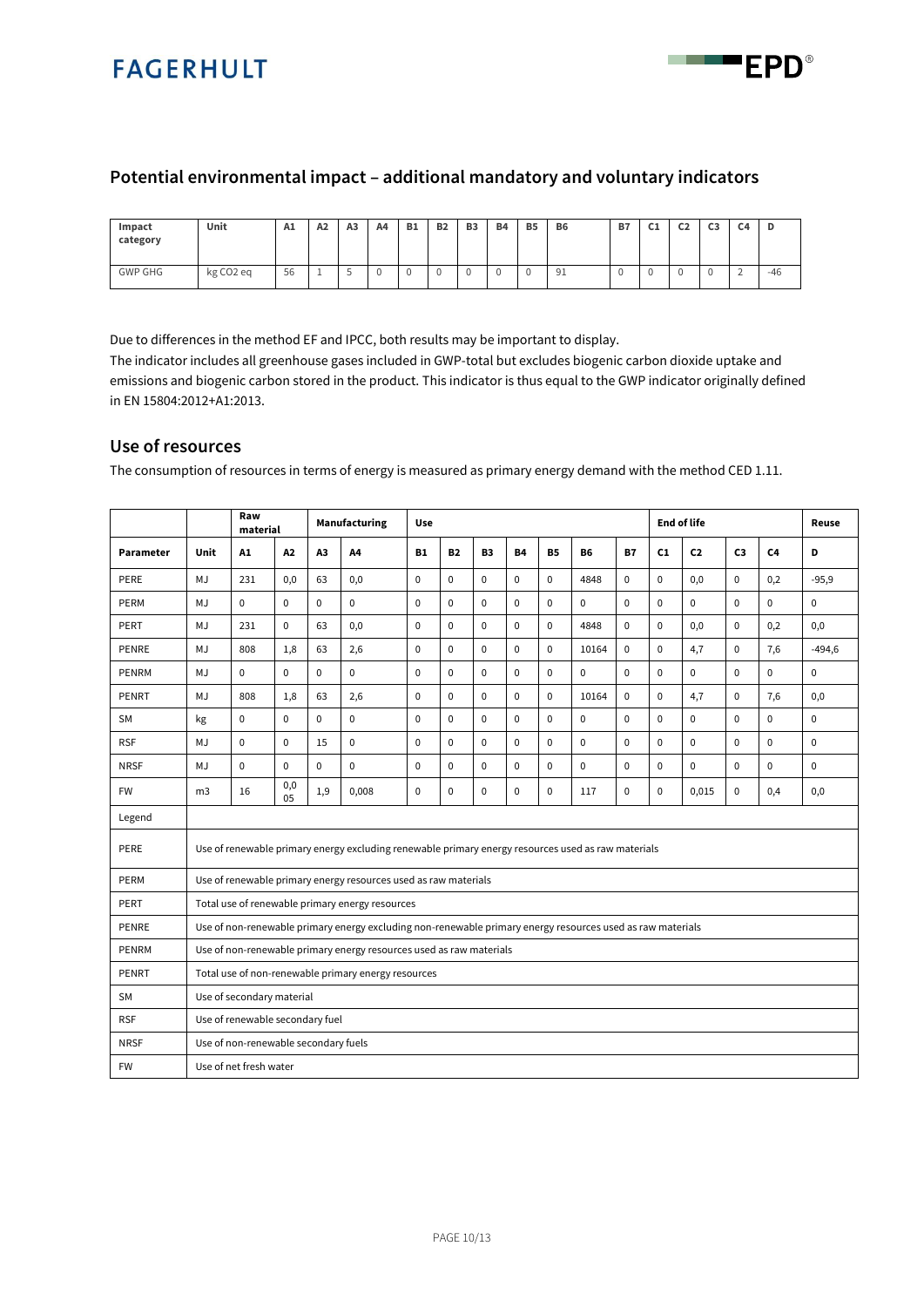## Potential environmental impact – additional mandatory and voluntary indicators

| Impact category | Unit | A1 | A2 | A3 | A4 | B1 | B2 | B3 | B4 | B5 | B6 | B7 | C1 | C2 | C3 | C4 | D |
|---|---|---|---|---|---|---|---|---|---|---|---|---|---|---|---|---|---|
| GWP GHG | kg $CO_2$ eq | 56 | 1 | 5 | 0 | 0 | 0 | 0 | 0 | 0 | 91 | 0 | 0 | 0 | 0 | 2 | -46 |

Due to differences in the method EF and IPCC, both results may be important to display.
The indicator includes all greenhouse gases included in GWP-total but excludes biogenic carbon dioxide uptake and emissions and biogenic carbon stored in the product. This indicator is thus equal to the GWP indicator originally defined in EN 15804:2012+A1:2013.

## Use of resources

The consumption of resources in terms of energy is measured as primary energy demand with the method CED 1.11.

| | | Raw material | | Manufacturing | | Use | | | | | | | End of life | | | | Reuse |
|---|---|---|---|---|---|---|---|---|---|---|---|---|---|---|---|---|---|
| **Parameter** | **Unit** | **A1** | **A2** | **A3** | **A4** | **B1** | **B2** | **B3** | **B4** | **B5** | **B6** | **B7** | **C1** | **C2** | **C3** | **C4** | **D** |
| PERE | MJ | 231 | 0,0 | 63 | 0,0 | 0 | 0 | 0 | 0 | 0 | 4848 | 0 | 0 | 0,0 | 0 | 0,2 | -95,9 |
| PERM | MJ | 0 | 0 | 0 | 0 | 0 | 0 | 0 | 0 | 0 | 0 | 0 | 0 | 0 | 0 | 0 | 0 |
| PERT | MJ | 231 | 0 | 63 | 0,0 | 0 | 0 | 0 | 0 | 0 | 4848 | 0 | 0 | 0,0 | 0 | 0,2 | 0,0 |
| PENRE | MJ | 808 | 1,8 | 63 | 2,6 | 0 | 0 | 0 | 0 | 0 | 10164 | 0 | 0 | 4,7 | 0 | 7,6 | -494,6 |
| PENRM | MJ | 0 | 0 | 0 | 0 | 0 | 0 | 0 | 0 | 0 | 0 | 0 | 0 | 0 | 0 | 0 | 0 |
| PENRT | MJ | 808 | 1,8 | 63 | 2,6 | 0 | 0 | 0 | 0 | 0 | 10164 | 0 | 0 | 4,7 | 0 | 7,6 | 0,0 |
| SM | kg | 0 | 0 | 0 | 0 | 0 | 0 | 0 | 0 | 0 | 0 | 0 | 0 | 0 | 0 | 0 | 0 |
| RSF | MJ | 0 | 0 | 15 | 0 | 0 | 0 | 0 | 0 | 0 | 0 | 0 | 0 | 0 | 0 | 0 | 0 |
| NRSF | MJ | 0 | 0 | 0 | 0 | 0 | 0 | 0 | 0 | 0 | 0 | 0 | 0 | 0 | 0 | 0 | 0 |
| FW | m3 | 16 | 0,005 | 1,9 | 0,008 | 0 | 0 | 0 | 0 | 0 | 117 | 0 | 0 | 0,015 | 0 | 0,4 | 0,0 |
| Legend | | | | | | | | | | | | | | | | | |
| PERE | Use of renewable primary energy excluding renewable primary energy resources used as raw materials | | | | | | | | | | | | | | | | |
| PERM | Use of renewable primary energy resources used as raw materials | | | | | | | | | | | | | | | | |
| PERT | Total use of renewable primary energy resources | | | | | | | | | | | | | | | | |
| PENRE | Use of non-renewable primary energy excluding non-renewable primary energy resources used as raw materials | | | | | | | | | | | | | | | | |
| PENRM | Use of non-renewable primary energy resources used as raw materials | | | | | | | | | | | | | | | | |
| PENRT | Total use of non-renewable primary energy resources | | | | | | | | | | | | | | | | |
| SM | Use of secondary material | | | | | | | | | | | | | | | | |
| RSF | Use of renewable secondary fuel | | | | | | | | | | | | | | | | |
| NRSF | Use of non-renewable secondary fuels | | | | | | | | | | | | | | | | |
| FW | Use of net fresh water | | | | | | | | | | | | | | | | |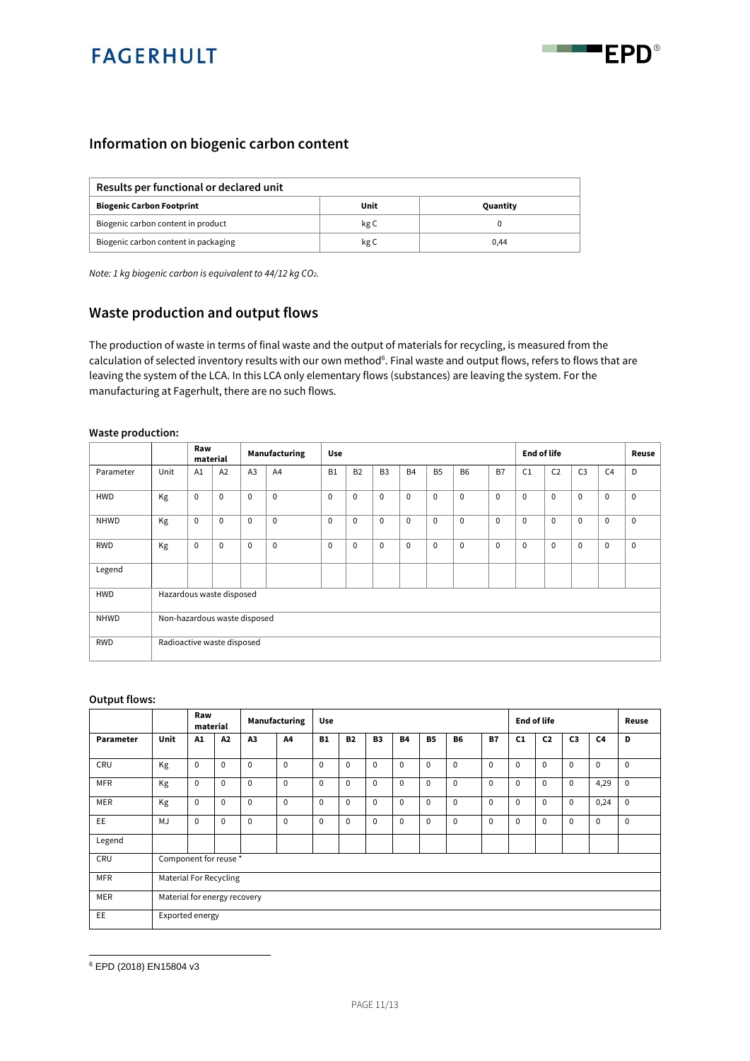## Information on biogenic carbon content

| Results per functional or declared unit | | |
|---|---|---|
| **Biogenic Carbon Footprint** | **Unit** | **Quantity** |
| Biogenic carbon content in product | kg C | 0 |
| Biogenic carbon content in packaging | kg C | 0,44 |

*Note: 1 kg biogenic carbon is equivalent to 44/12 kg $CO_2$.*

## Waste production and output flows

The production of waste in terms of final waste and the output of materials for recycling, is measured from the calculation of selected inventory results with our own method[6]. Final waste and output flows, refers to flows that are leaving the system of the LCA. In this LCA only elementary flows (substances) are leaving the system. For the manufacturing at Fagerhult, there are no such flows.

**Waste production:**

| | | Raw material | | Manufacturing | | Use | | | | | | | End of life | | | | Reuse |
|---|---|---|---|---|---|---|---|---|---|---|---|---|---|---|---|---|---|
| Parameter | Unit | A1 | A2 | A3 | A4 | B1 | B2 | B3 | B4 | B5 | B6 | B7 | C1 | C2 | C3 | C4 | D |
| HWD | Kg | 0 | 0 | 0 | 0 | 0 | 0 | 0 | 0 | 0 | 0 | 0 | 0 | 0 | 0 | 0 | 0 |
| NHWD | Kg | 0 | 0 | 0 | 0 | 0 | 0 | 0 | 0 | 0 | 0 | 0 | 0 | 0 | 0 | 0 | 0 |
| RWD | Kg | 0 | 0 | 0 | 0 | 0 | 0 | 0 | 0 | 0 | 0 | 0 | 0 | 0 | 0 | 0 | 0 |
| Legend | | | | | | | | | | | | | | | | | |
| HWD | Hazardous waste disposed | | | | | | | | | | | | | | | | |
| NHWD | Non-hazardous waste disposed | | | | | | | | | | | | | | | | |
| RWD | Radioactive waste disposed | | | | | | | | | | | | | | | | |

**Output flows:**

| | | Raw material | | Manufacturing | | Use | | | | | | | End of life | | | | Reuse |
|---|---|---|---|---|---|---|---|---|---|---|---|---|---|---|---|---|---|
| **Parameter** | **Unit** | **A1** | **A2** | **A3** | **A4** | **B1** | **B2** | **B3** | **B4** | **B5** | **B6** | **B7** | **C1** | **C2** | **C3** | **C4** | **D** |
| CRU | Kg | 0 | 0 | 0 | 0 | 0 | 0 | 0 | 0 | 0 | 0 | 0 | 0 | 0 | 0 | 0 | 0 |
| MFR | Kg | 0 | 0 | 0 | 0 | 0 | 0 | 0 | 0 | 0 | 0 | 0 | 0 | 0 | 0 | 4,29 | 0 |
| MER | Kg | 0 | 0 | 0 | 0 | 0 | 0 | 0 | 0 | 0 | 0 | 0 | 0 | 0 | 0 | 0,24 | 0 |
| EE | MJ | 0 | 0 | 0 | 0 | 0 | 0 | 0 | 0 | 0 | 0 | 0 | 0 | 0 | 0 | 0 | 0 |
| Legend | | | | | | | | | | | | | | | | | |
| CRU | Component for reuse * | | | | | | | | | | | | | | | | |
| MFR | Material For Recycling | | | | | | | | | | | | | | | | |
| MER | Material for energy recovery | | | | | | | | | | | | | | | | |
| EE | Exported energy | | | | | | | | | | | | | | | | |

[6] EPD (2018) EN15804 v3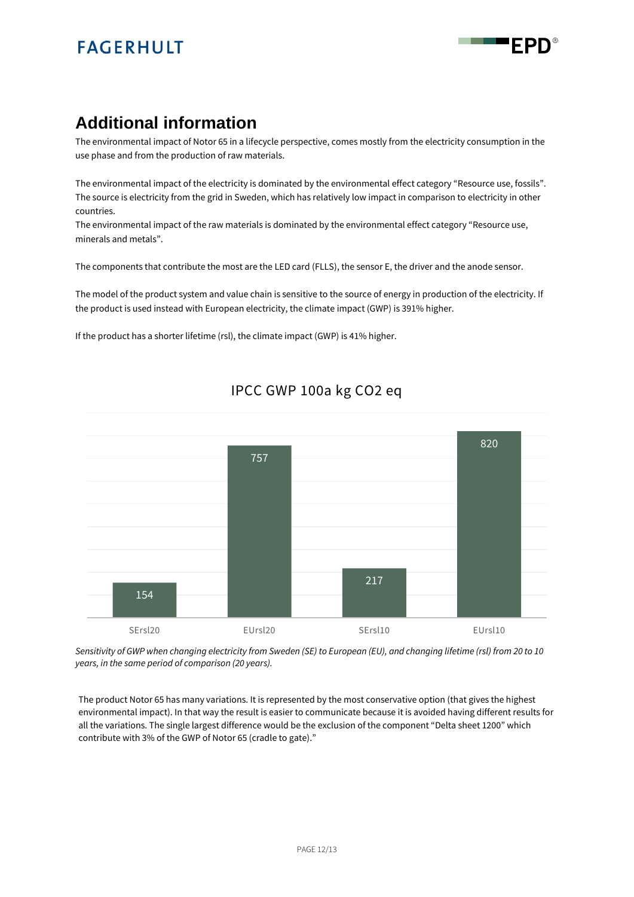## Additional information

The environmental impact of Notor 65 in a lifecycle perspective, comes mostly from the electricity consumption in the use phase and from the production of raw materials.

The environmental impact of the electricity is dominated by the environmental effect category "Resource use, fossils". The source is electricity from the grid in Sweden, which has relatively low impact in comparison to electricity in other countries.
The environmental impact of the raw materials is dominated by the environmental effect category "Resource use, minerals and metals".

The components that contribute the most are the LED card (FLLS), the sensor E, the driver and the anode sensor.

The model of the product system and value chain is sensitive to the source of energy in production of the electricity. If the product is used instead with European electricity, the climate impact (GWP) is 391% higher.

If the product has a shorter lifetime (rsl), the climate impact (GWP) is 41% higher.

**IPCC GWP 100a kg CO2 eq**

| | SErsl20 | EUrsl20 | SErsl10 | EUrsl10 |
|---|---|---|---|---|
| kg $CO_2$ eq | 154 | 757 | 217 | 820 |

*Sensitivity of GWP when changing electricity from Sweden (SE) to European (EU), and changing lifetime (rsl) from 20 to 10 years, in the same period of comparison (20 years).*

The product Notor 65 has many variations. It is represented by the most conservative option (that gives the highest environmental impact). In that way the result is easier to communicate because it is avoided having different results for all the variations. The single largest difference would be the exclusion of the component "Delta sheet 1200" which contribute with 3% of the GWP of Notor 65 (cradle to gate)."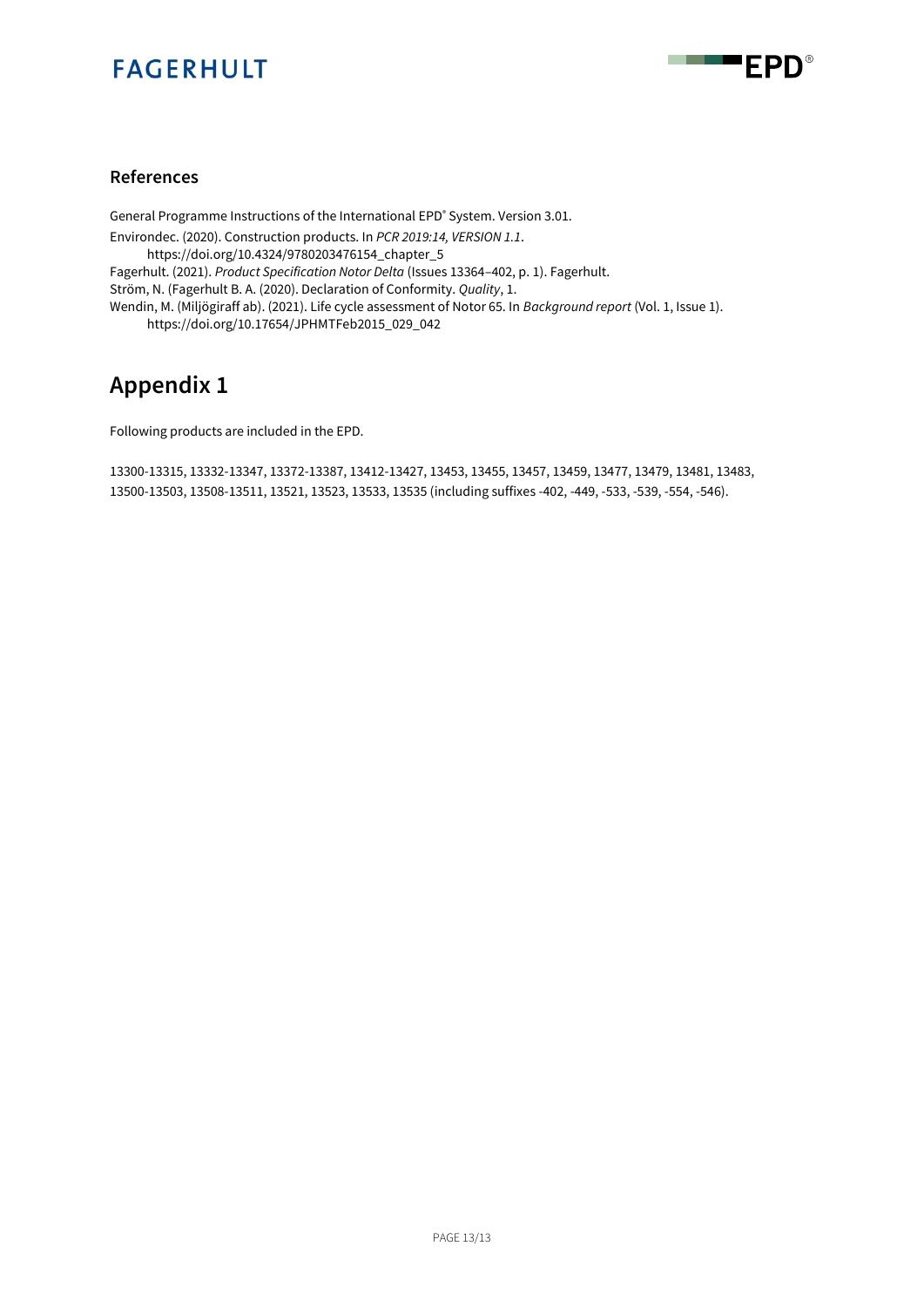## References

General Programme Instructions of the International EPD® System. Version 3.01.

Environdec. (2020). Construction products. In *PCR 2019:14, VERSION 1.1*. https://doi.org/10.4324/9780203476154_chapter_5

Fagerhult. (2021). *Product Specification Notor Delta* (Issues 13364–402, p. 1). Fagerhult.

Ström, N. (Fagerhult B. A. (2020). Declaration of Conformity. *Quality*, 1.

Wendin, M. (Miljögiraff ab). (2021). Life cycle assessment of Notor 65. In *Background report* (Vol. 1, Issue 1). https://doi.org/10.17654/JPHMTFeb2015_029_042

# Appendix 1

Following products are included in the EPD.

13300-13315, 13332-13347, 13372-13387, 13412-13427, 13453, 13455, 13457, 13459, 13477, 13479, 13481, 13483, 13500-13503, 13508-13511, 13521, 13523, 13533, 13535 (including suffixes -402, -449, -533, -539, -554, -546).